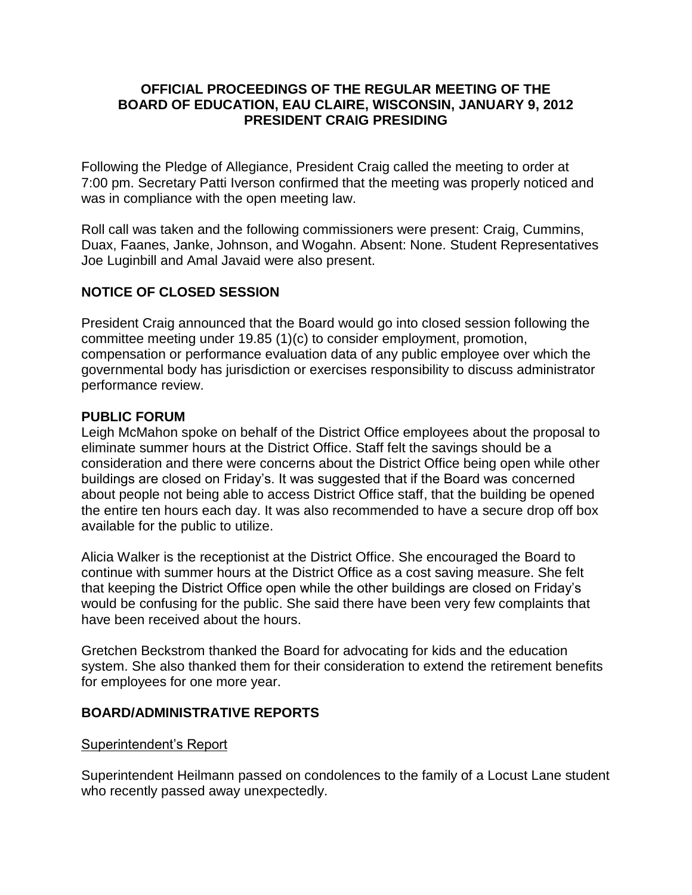# OFFICIAL PROCEEDINGS OF THE REGULAR MEETING OF THE BOARD OF EDUCATION, EAU CLAIRE, WISCONSIN, JANUARY 9, 2012 PRESIDENT CRAIG PRESIDING

Following the Pledge of Allegiance, President Craig called the meeting to order at 7:00 pm. Secretary Patti Iverson confirmed that the meeting was properly noticed and was in compliance with the open meeting law.

Roll call was taken and the following commissioners were present: Craig, Cummins, Duax, Faanes, Janke, Johnson, and Wogahn. Absent: None. Student Representatives Joe Luginbill and Amal Javaid were also present.

## NOTICE OF CLOSED SESSION

President Craig announced that the Board would go into closed session following the committee meeting under 19.85 (1)(c) to consider employment, promotion, compensation or performance evaluation data of any public employee over which the governmental body has jurisdiction or exercises responsibility to discuss administrator performance review.

## PUBLIC FORUM

Leigh McMahon spoke on behalf of the District Office employees about the proposal to eliminate summer hours at the District Office. Staff felt the savings should be a consideration and there were concerns about the District Office being open while other buildings are closed on Friday's. It was suggested that if the Board was concerned about people not being able to access District Office staff, that the building be opened the entire ten hours each day. It was also recommended to have a secure drop off box available for the public to utilize.

Alicia Walker is the receptionist at the District Office. She encouraged the Board to continue with summer hours at the District Office as a cost saving measure. She felt that keeping the District Office open while the other buildings are closed on Friday's would be confusing for the public. She said there have been very few complaints that have been received about the hours.

Gretchen Beckstrom thanked the Board for advocating for kids and the education system. She also thanked them for their consideration to extend the retirement benefits for employees for one more year.

## BOARD/ADMINISTRATIVE REPORTS

### Superintendent's Report

Superintendent Heilmann passed on condolences to the family of a Locust Lane student who recently passed away unexpectedly.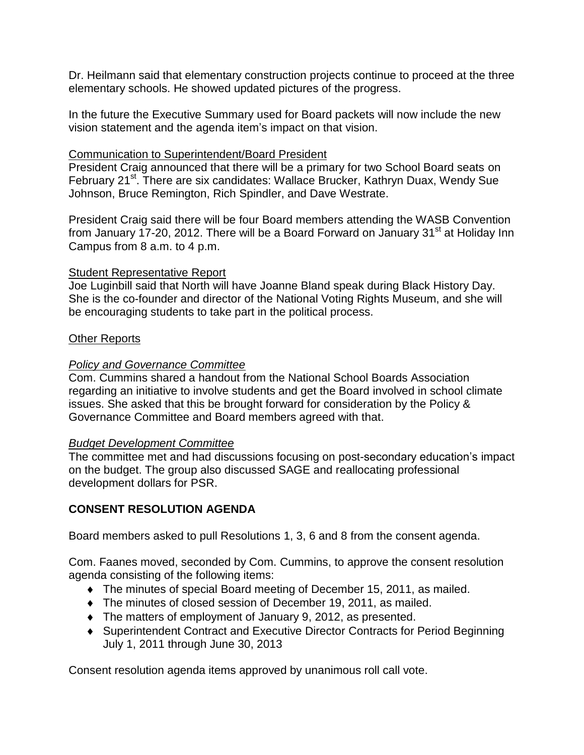Dr. Heilmann said that elementary construction projects continue to proceed at the three elementary schools. He showed updated pictures of the progress.

In the future the Executive Summary used for Board packets will now include the new vision statement and the agenda item's impact on that vision.

Communication to Superintendent/Board President

President Craig announced that there will be a primary for two School Board seats on February 21st. There are six candidates: Wallace Brucker, Kathryn Duax, Wendy Sue Johnson, Bruce Remington, Rich Spindler, and Dave Westrate.

President Craig said there will be four Board members attending the WASB Convention from January 17-20, 2012. There will be a Board Forward on January 31st at Holiday Inn Campus from 8 a.m. to 4 p.m.

Student Representative Report

Joe Luginbill said that North will have Joanne Bland speak during Black History Day. She is the co-founder and director of the National Voting Rights Museum, and she will be encouraging students to take part in the political process.

Other Reports

*Policy and Governance Committee*

Com. Cummins shared a handout from the National School Boards Association regarding an initiative to involve students and get the Board involved in school climate issues. She asked that this be brought forward for consideration by the Policy & Governance Committee and Board members agreed with that.

*Budget Development Committee*

The committee met and had discussions focusing on post-secondary education's impact on the budget. The group also discussed SAGE and reallocating professional development dollars for PSR.

## CONSENT RESOLUTION AGENDA

Board members asked to pull Resolutions 1, 3, 6 and 8 from the consent agenda.

Com. Faanes moved, seconded by Com. Cummins, to approve the consent resolution agenda consisting of the following items:

- The minutes of special Board meeting of December 15, 2011, as mailed.
- The minutes of closed session of December 19, 2011, as mailed.
- The matters of employment of January 9, 2012, as presented.
- Superintendent Contract and Executive Director Contracts for Period Beginning July 1, 2011 through June 30, 2013

Consent resolution agenda items approved by unanimous roll call vote.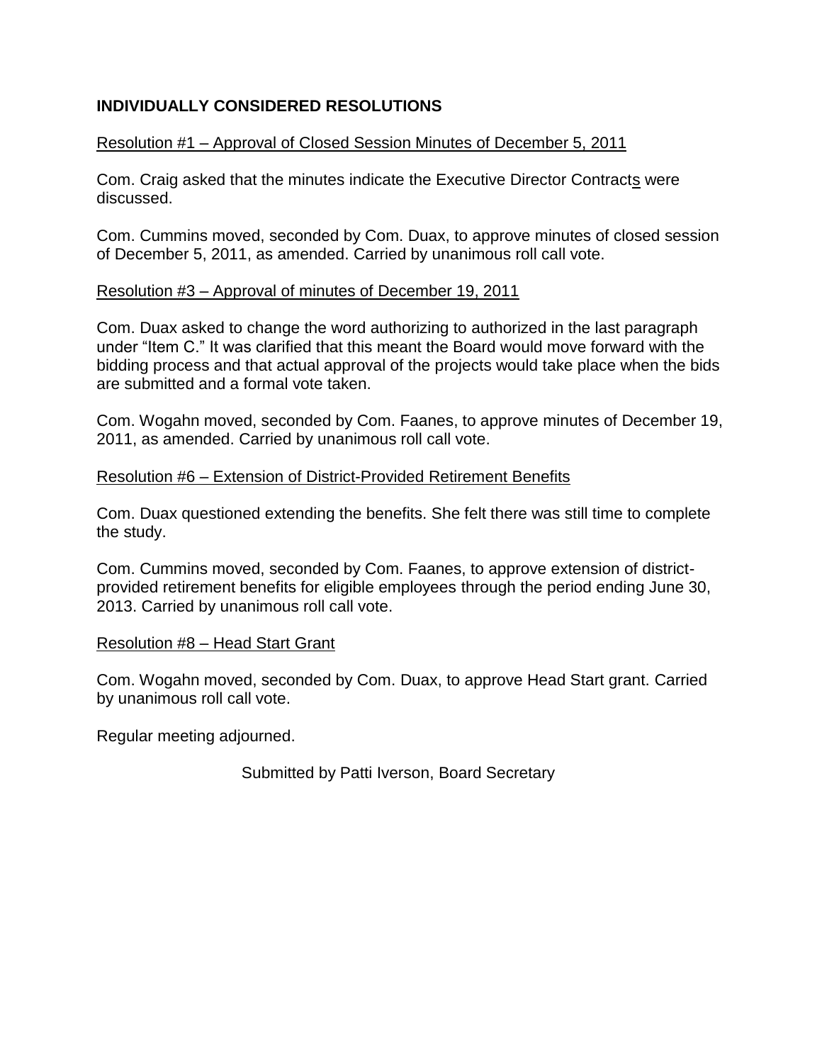## INDIVIDUALLY CONSIDERED RESOLUTIONS

Resolution #1 – Approval of Closed Session Minutes of December 5, 2011

Com. Craig asked that the minutes indicate the Executive Director Contracts were discussed.

Com. Cummins moved, seconded by Com. Duax, to approve minutes of closed session of December 5, 2011, as amended. Carried by unanimous roll call vote.

Resolution #3 – Approval of minutes of December 19, 2011

Com. Duax asked to change the word authorizing to authorized in the last paragraph under "Item C." It was clarified that this meant the Board would move forward with the bidding process and that actual approval of the projects would take place when the bids are submitted and a formal vote taken.

Com. Wogahn moved, seconded by Com. Faanes, to approve minutes of December 19, 2011, as amended. Carried by unanimous roll call vote.

Resolution #6 – Extension of District-Provided Retirement Benefits

Com. Duax questioned extending the benefits. She felt there was still time to complete the study.

Com. Cummins moved, seconded by Com. Faanes, to approve extension of district-provided retirement benefits for eligible employees through the period ending June 30, 2013. Carried by unanimous roll call vote.

Resolution #8 – Head Start Grant

Com. Wogahn moved, seconded by Com. Duax, to approve Head Start grant. Carried by unanimous roll call vote.

Regular meeting adjourned.

Submitted by Patti Iverson, Board Secretary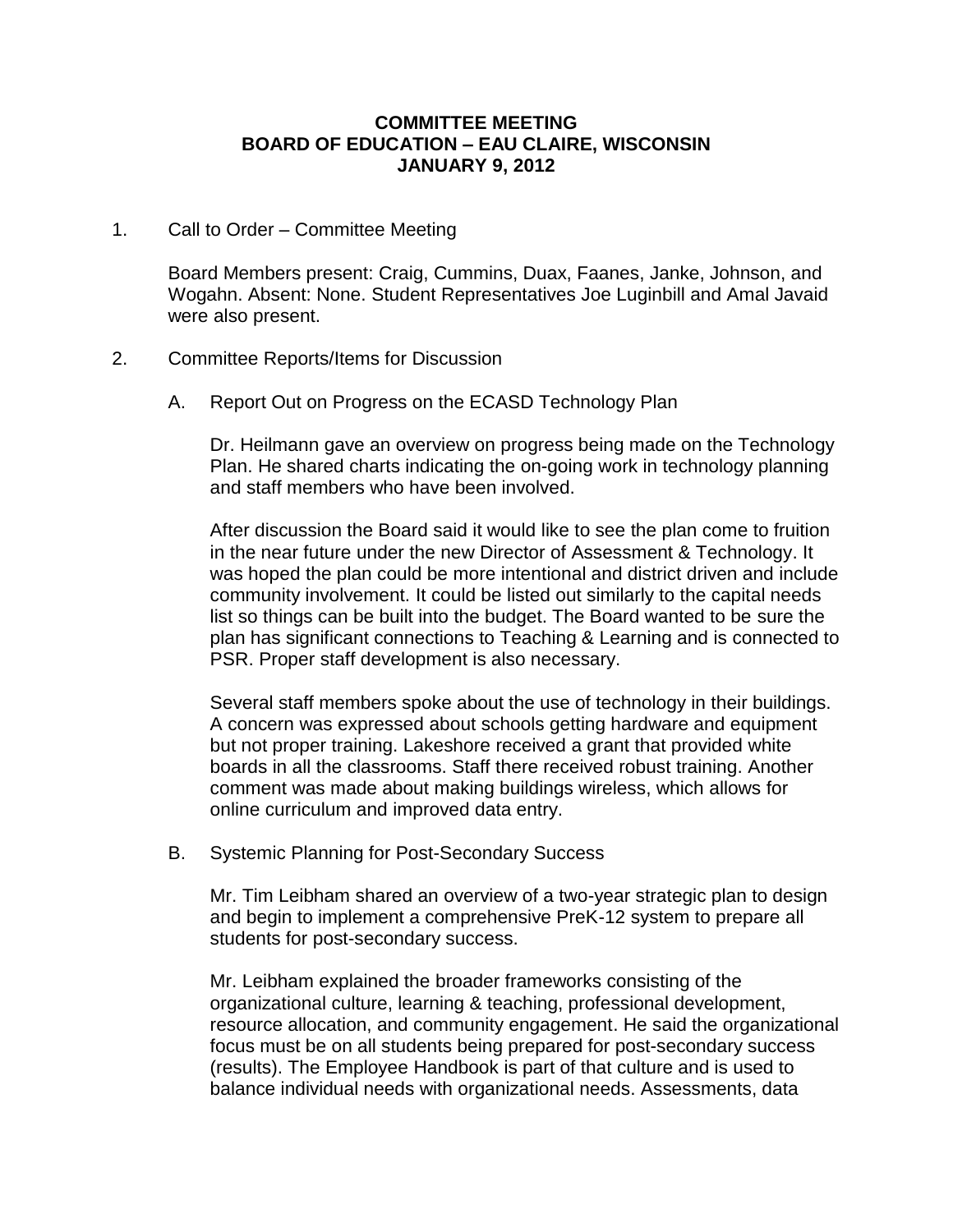**COMMITTEE MEETING**
**BOARD OF EDUCATION – EAU CLAIRE, WISCONSIN**
**JANUARY 9, 2012**

1. Call to Order – Committee Meeting

   Board Members present: Craig, Cummins, Duax, Faanes, Janke, Johnson, and Wogahn. Absent: None. Student Representatives Joe Luginbill and Amal Javaid were also present.

2. Committee Reports/Items for Discussion

   A. Report Out on Progress on the ECASD Technology Plan

      Dr. Heilmann gave an overview on progress being made on the Technology Plan. He shared charts indicating the on-going work in technology planning and staff members who have been involved.

      After discussion the Board said it would like to see the plan come to fruition in the near future under the new Director of Assessment & Technology. It was hoped the plan could be more intentional and district driven and include community involvement. It could be listed out similarly to the capital needs list so things can be built into the budget. The Board wanted to be sure the plan has significant connections to Teaching & Learning and is connected to PSR. Proper staff development is also necessary.

      Several staff members spoke about the use of technology in their buildings. A concern was expressed about schools getting hardware and equipment but not proper training. Lakeshore received a grant that provided white boards in all the classrooms. Staff there received robust training. Another comment was made about making buildings wireless, which allows for online curriculum and improved data entry.

   B. Systemic Planning for Post-Secondary Success

      Mr. Tim Leibham shared an overview of a two-year strategic plan to design and begin to implement a comprehensive PreK-12 system to prepare all students for post-secondary success.

      Mr. Leibham explained the broader frameworks consisting of the organizational culture, learning & teaching, professional development, resource allocation, and community engagement. He said the organizational focus must be on all students being prepared for post-secondary success (results). The Employee Handbook is part of that culture and is used to balance individual needs with organizational needs. Assessments, data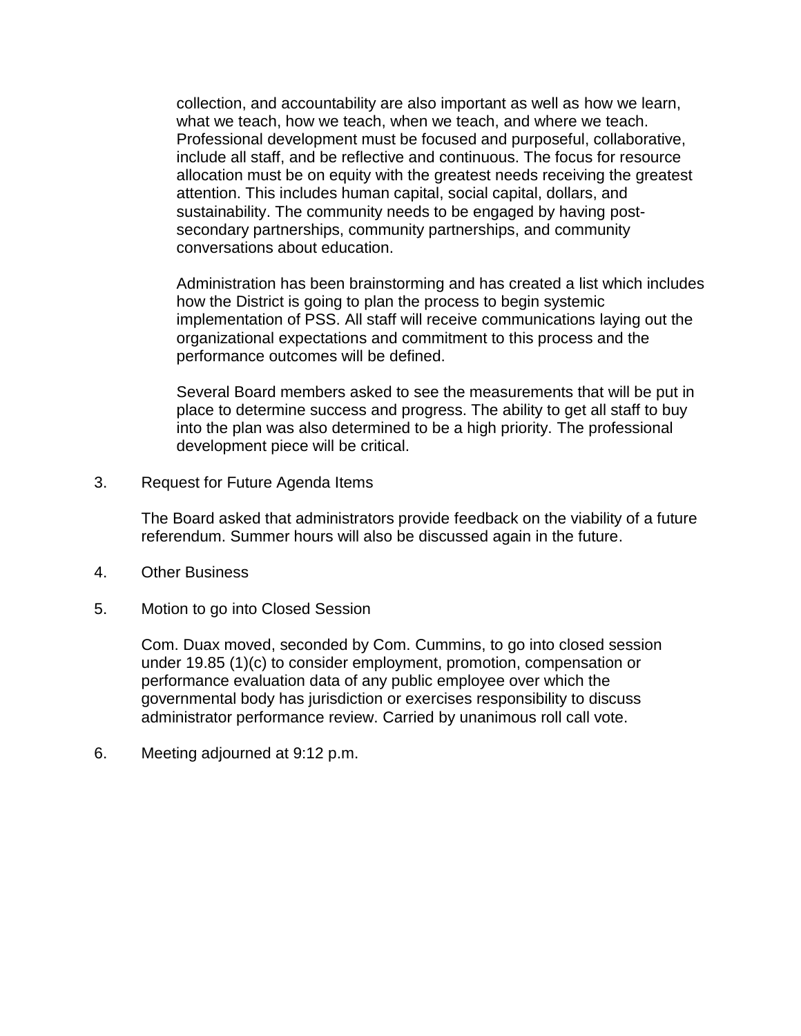collection, and accountability are also important as well as how we learn, what we teach, how we teach, when we teach, and where we teach. Professional development must be focused and purposeful, collaborative, include all staff, and be reflective and continuous. The focus for resource allocation must be on equity with the greatest needs receiving the greatest attention. This includes human capital, social capital, dollars, and sustainability. The community needs to be engaged by having post-secondary partnerships, community partnerships, and community conversations about education.

Administration has been brainstorming and has created a list which includes how the District is going to plan the process to begin systemic implementation of PSS. All staff will receive communications laying out the organizational expectations and commitment to this process and the performance outcomes will be defined.

Several Board members asked to see the measurements that will be put in place to determine success and progress. The ability to get all staff to buy into the plan was also determined to be a high priority. The professional development piece will be critical.

3. Request for Future Agenda Items

   The Board asked that administrators provide feedback on the viability of a future referendum. Summer hours will also be discussed again in the future.

4. Other Business

5. Motion to go into Closed Session

   Com. Duax moved, seconded by Com. Cummins, to go into closed session under 19.85 (1)(c) to consider employment, promotion, compensation or performance evaluation data of any public employee over which the governmental body has jurisdiction or exercises responsibility to discuss administrator performance review. Carried by unanimous roll call vote.

6. Meeting adjourned at 9:12 p.m.